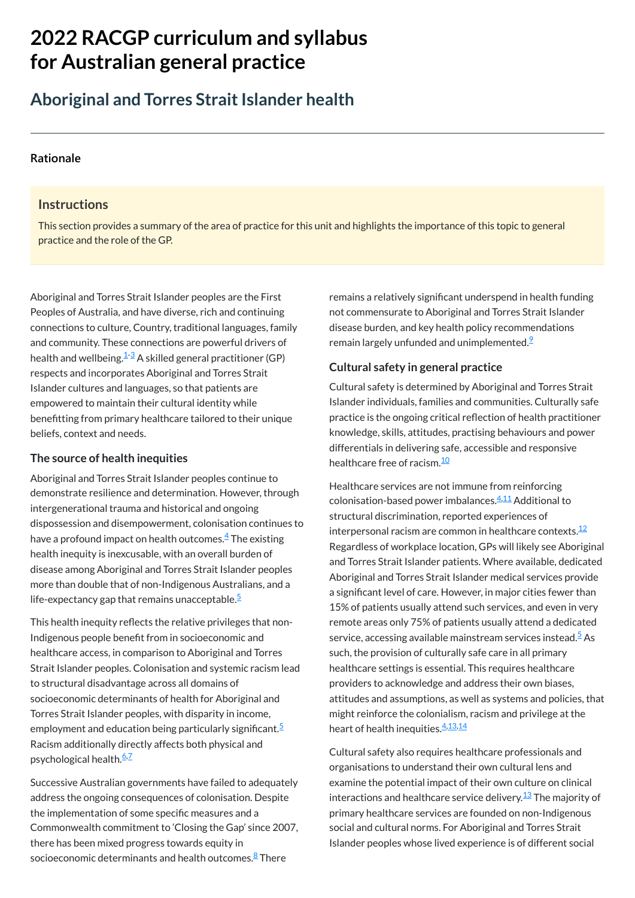# 2022 RACGP curriculum and syllabus for Australian general practice

## Aboriginal and Torres Strait Islander health

### Rationale

#### Instructions

This section provides a summary of the area of practice for this unit and highlights the importance of this topic to general practice and the role of the GP.

Aboriginal and Torres Strait Islander peoples are the First Peoples of Australia, and have diverse, rich and continuing connections to culture, Country, traditional languages, family and community. These connections are powerful drivers of health and wellbeing.[1-3] A skilled general practitioner (GP) respects and incorporates Aboriginal and Torres Strait Islander cultures and languages, so that patients are empowered to maintain their cultural identity while benefitting from primary healthcare tailored to their unique beliefs, context and needs.

### The source of health inequities

Aboriginal and Torres Strait Islander peoples continue to demonstrate resilience and determination. However, through intergenerational trauma and historical and ongoing dispossession and disempowerment, colonisation continues to have a profound impact on health outcomes.[4] The existing health inequity is inexcusable, with an overall burden of disease among Aboriginal and Torres Strait Islander peoples more than double that of non-Indigenous Australians, and a life-expectancy gap that remains unacceptable.[5]

This health inequity reflects the relative privileges that non-Indigenous people benefit from in socioeconomic and healthcare access, in comparison to Aboriginal and Torres Strait Islander peoples. Colonisation and systemic racism lead to structural disadvantage across all domains of socioeconomic determinants of health for Aboriginal and Torres Strait Islander peoples, with disparity in income, employment and education being particularly significant.[5] Racism additionally directly affects both physical and psychological health.[6,7]

Successive Australian governments have failed to adequately address the ongoing consequences of colonisation. Despite the implementation of some specific measures and a Commonwealth commitment to 'Closing the Gap' since 2007, there has been mixed progress towards equity in socioeconomic determinants and health outcomes.[8] There remains a relatively significant underspend in health funding not commensurate to Aboriginal and Torres Strait Islander disease burden, and key health policy recommendations remain largely unfunded and unimplemented.[9]

### Cultural safety in general practice

Cultural safety is determined by Aboriginal and Torres Strait Islander individuals, families and communities. Culturally safe practice is the ongoing critical reflection of health practitioner knowledge, skills, attitudes, practising behaviours and power differentials in delivering safe, accessible and responsive healthcare free of racism.[10]

Healthcare services are not immune from reinforcing colonisation-based power imbalances.[4,11] Additional to structural discrimination, reported experiences of interpersonal racism are common in healthcare contexts.[12] Regardless of workplace location, GPs will likely see Aboriginal and Torres Strait Islander patients. Where available, dedicated Aboriginal and Torres Strait Islander medical services provide a significant level of care. However, in major cities fewer than 15% of patients usually attend such services, and even in very remote areas only 75% of patients usually attend a dedicated service, accessing available mainstream services instead.[5] As such, the provision of culturally safe care in all primary healthcare settings is essential. This requires healthcare providers to acknowledge and address their own biases, attitudes and assumptions, as well as systems and policies, that might reinforce the colonialism, racism and privilege at the heart of health inequities.[4,13,14]

Cultural safety also requires healthcare professionals and organisations to understand their own cultural lens and examine the potential impact of their own culture on clinical interactions and healthcare service delivery.[13] The majority of primary healthcare services are founded on non-Indigenous social and cultural norms. For Aboriginal and Torres Strait Islander peoples whose lived experience is of different social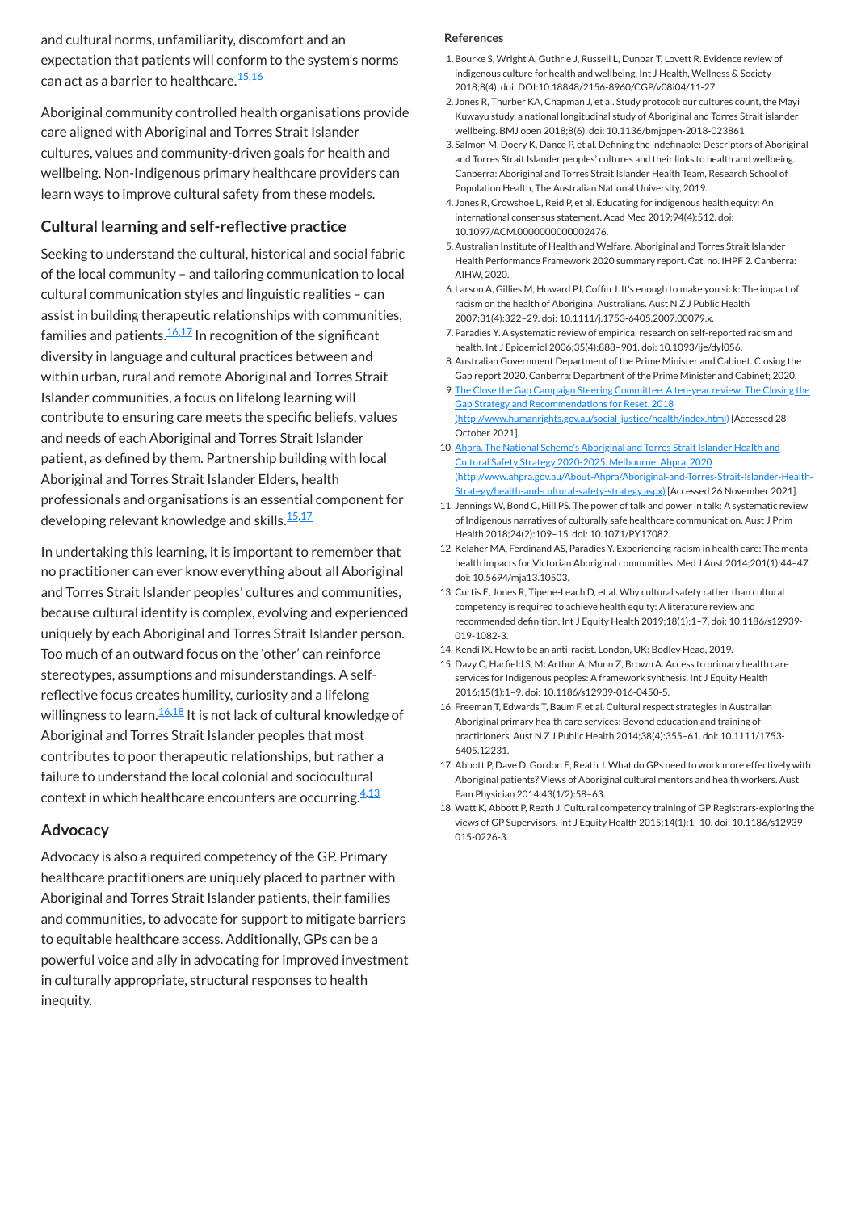and cultural norms, unfamiliarity, discomfort and an expectation that patients will conform to the system's norms can act as a barrier to healthcare.[15,16]

Aboriginal community controlled health organisations provide care aligned with Aboriginal and Torres Strait Islander cultures, values and community-driven goals for health and wellbeing. Non-Indigenous primary healthcare providers can learn ways to improve cultural safety from these models.

## Cultural learning and self-reflective practice

Seeking to understand the cultural, historical and social fabric of the local community – and tailoring communication to local cultural communication styles and linguistic realities – can assist in building therapeutic relationships with communities, families and patients.[16,17] In recognition of the significant diversity in language and cultural practices between and within urban, rural and remote Aboriginal and Torres Strait Islander communities, a focus on lifelong learning will contribute to ensuring care meets the specific beliefs, values and needs of each Aboriginal and Torres Strait Islander patient, as defined by them. Partnership building with local Aboriginal and Torres Strait Islander Elders, health professionals and organisations is an essential component for developing relevant knowledge and skills.[15,17]

In undertaking this learning, it is important to remember that no practitioner can ever know everything about all Aboriginal and Torres Strait Islander peoples' cultures and communities, because cultural identity is complex, evolving and experienced uniquely by each Aboriginal and Torres Strait Islander person. Too much of an outward focus on the 'other' can reinforce stereotypes, assumptions and misunderstandings. A self-reflective focus creates humility, curiosity and a lifelong willingness to learn.[16,18] It is not lack of cultural knowledge of Aboriginal and Torres Strait Islander peoples that most contributes to poor therapeutic relationships, but rather a failure to understand the local colonial and sociocultural context in which healthcare encounters are occurring.[4,13]

## Advocacy

Advocacy is also a required competency of the GP. Primary healthcare practitioners are uniquely placed to partner with Aboriginal and Torres Strait Islander patients, their families and communities, to advocate for support to mitigate barriers to equitable healthcare access. Additionally, GPs can be a powerful voice and ally in advocating for improved investment in culturally appropriate, structural responses to health inequity.

### References

1. Bourke S, Wright A, Guthrie J, Russell L, Dunbar T, Lovett R. Evidence review of indigenous culture for health and wellbeing. Int J Health, Wellness & Society 2018;8(4). doi: DOI:10.18848/2156-8960/CGP/v08i04/11-27
2. Jones R, Thurber KA, Chapman J, et al. Study protocol: our cultures count, the Mayi Kuwayu study, a national longitudinal study of Aboriginal and Torres Strait islander wellbeing. BMJ open 2018;8(6). doi: 10.1136/bmjopen-2018-023861
3. Salmon M, Doery K, Dance P, et al. Defining the indefinable: Descriptors of Aboriginal and Torres Strait Islander peoples' cultures and their links to health and wellbeing. Canberra: Aboriginal and Torres Strait Islander Health Team, Research School of Population Health, The Australian National University, 2019.
4. Jones R, Crowshoe L, Reid P, et al. Educating for indigenous health equity: An international consensus statement. Acad Med 2019;94(4):512. doi: 10.1097/ACM.0000000000002476.
5. Australian Institute of Health and Welfare. Aboriginal and Torres Strait Islander Health Performance Framework 2020 summary report. Cat. no. IHPF 2. Canberra: AIHW, 2020.
6. Larson A, Gillies M, Howard PJ, Coffin J. It's enough to make you sick: The impact of racism on the health of Aboriginal Australians. Aust N Z J Public Health 2007;31(4):322–29. doi: 10.1111/j.1753-6405.2007.00079.x.
7. Paradies Y. A systematic review of empirical research on self-reported racism and health. Int J Epidemiol 2006;35(4):888–901. doi: 10.1093/ije/dyl056.
8. Australian Government Department of the Prime Minister and Cabinet. Closing the Gap report 2020. Canberra: Department of the Prime Minister and Cabinet; 2020.
9. The Close the Gap Campaign Steering Committee. A ten-year review: The Closing the Gap Strategy and Recommendations for Reset. 2018 (http://www.humanrights.gov.au/social_justice/health/index.html) [Accessed 28 October 2021].
10. Ahpra. The National Scheme's Aboriginal and Torres Strait Islander Health and Cultural Safety Strategy 2020-2025. Melbourne: Ahpra, 2020 (http://www.ahpra.gov.au/About-Ahpra/Aboriginal-and-Torres-Strait-Islander-Health-Strategy/health-and-cultural-safety-strategy.aspx) [Accessed 26 November 2021].
11. Jennings W, Bond C, Hill PS. The power of talk and power in talk: A systematic review of Indigenous narratives of culturally safe healthcare communication. Aust J Prim Health 2018;24(2):109–15. doi: 10.1071/PY17082.
12. Kelaher MA, Ferdinand AS, Paradies Y. Experiencing racism in health care: The mental health impacts for Victorian Aboriginal communities. Med J Aust 2014;201(1):44–47. doi: 10.5694/mja13.10503.
13. Curtis E, Jones R, Tipene-Leach D, et al. Why cultural safety rather than cultural competency is required to achieve health equity: A literature review and recommended definition. Int J Equity Health 2019;18(1):1–7. doi: 10.1186/s12939-019-1082-3.
14. Kendi IX. How to be an anti-racist. London, UK: Bodley Head, 2019.
15. Davy C, Harfield S, McArthur A, Munn Z, Brown A. Access to primary health care services for Indigenous peoples: A framework synthesis. Int J Equity Health 2016;15(1):1–9. doi: 10.1186/s12939-016-0450-5.
16. Freeman T, Edwards T, Baum F, et al. Cultural respect strategies in Australian Aboriginal primary health care services: Beyond education and training of practitioners. Aust N Z J Public Health 2014;38(4):355–61. doi: 10.1111/1753-6405.12231.
17. Abbott P, Dave D, Gordon E, Reath J. What do GPs need to work more effectively with Aboriginal patients? Views of Aboriginal cultural mentors and health workers. Aust Fam Physician 2014;43(1/2):58–63.
18. Watt K, Abbott P, Reath J. Cultural competency training of GP Registrars-exploring the views of GP Supervisors. Int J Equity Health 2015;14(1):1–10. doi: 10.1186/s12939-015-0226-3.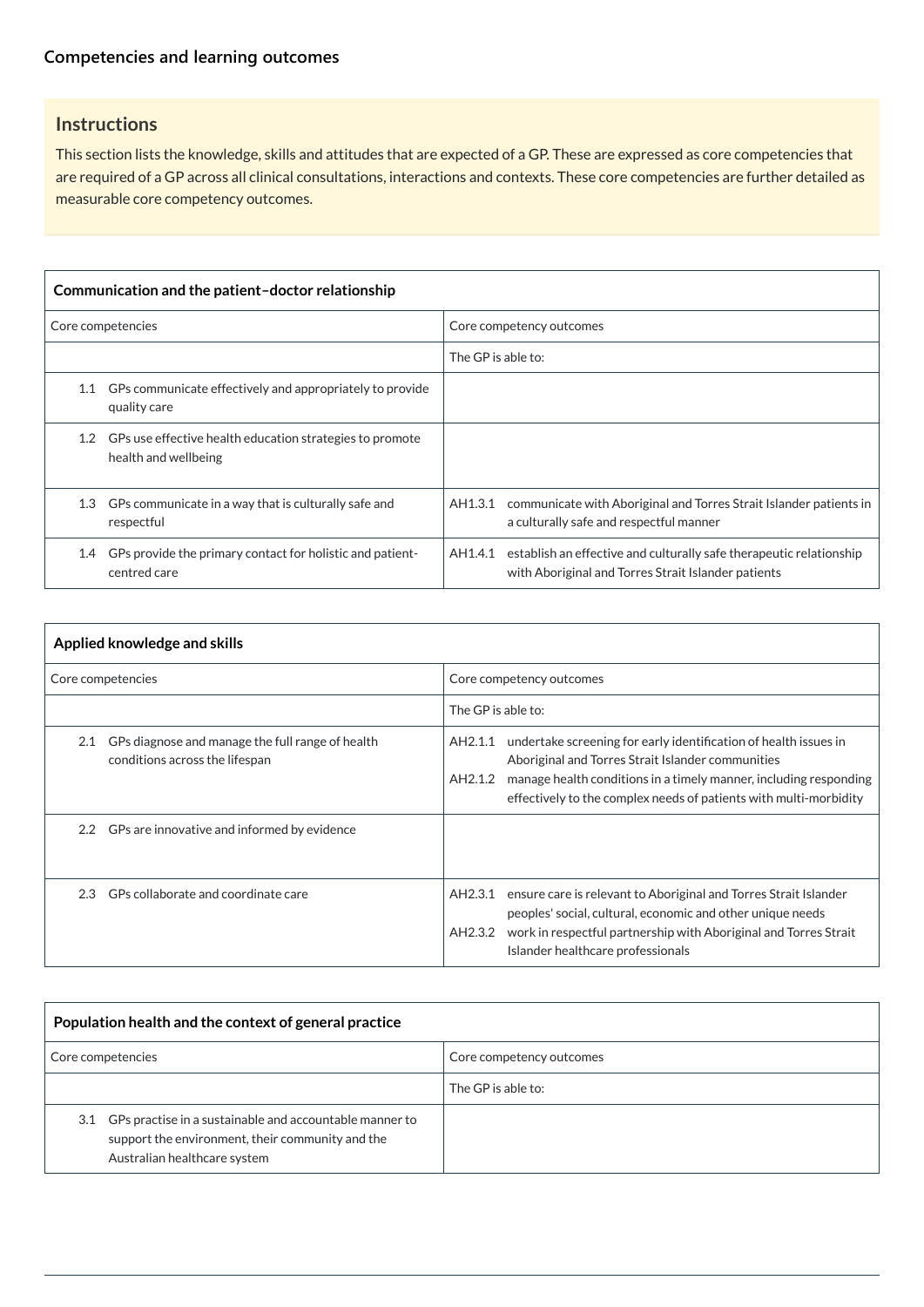## Competencies and learning outcomes

### Instructions

This section lists the knowledge, skills and attitudes that are expected of a GP. These are expressed as core competencies that are required of a GP across all clinical consultations, interactions and contexts. These core competencies are further detailed as measurable core competency outcomes.

| Communication and the patient–doctor relationship | |
|---|---|
| Core competencies | Core competency outcomes |
| | The GP is able to: |
| 1.1 GPs communicate effectively and appropriately to provide quality care | |
| 1.2 GPs use effective health education strategies to promote health and wellbeing | |
| 1.3 GPs communicate in a way that is culturally safe and respectful | AH1.3.1 communicate with Aboriginal and Torres Strait Islander patients in a culturally safe and respectful manner |
| 1.4 GPs provide the primary contact for holistic and patient-centred care | AH1.4.1 establish an effective and culturally safe therapeutic relationship with Aboriginal and Torres Strait Islander patients |

| Applied knowledge and skills | |
|---|---|
| Core competencies | Core competency outcomes |
| | The GP is able to: |
| 2.1 GPs diagnose and manage the full range of health conditions across the lifespan | AH2.1.1 undertake screening for early identification of health issues in Aboriginal and Torres Strait Islander communities<br>AH2.1.2 manage health conditions in a timely manner, including responding effectively to the complex needs of patients with multi-morbidity |
| 2.2 GPs are innovative and informed by evidence | |
| 2.3 GPs collaborate and coordinate care | AH2.3.1 ensure care is relevant to Aboriginal and Torres Strait Islander peoples' social, cultural, economic and other unique needs<br>AH2.3.2 work in respectful partnership with Aboriginal and Torres Strait Islander healthcare professionals |

| Population health and the context of general practice | |
|---|---|
| Core competencies | Core competency outcomes |
| | The GP is able to: |
| 3.1 GPs practise in a sustainable and accountable manner to support the environment, their community and the Australian healthcare system | |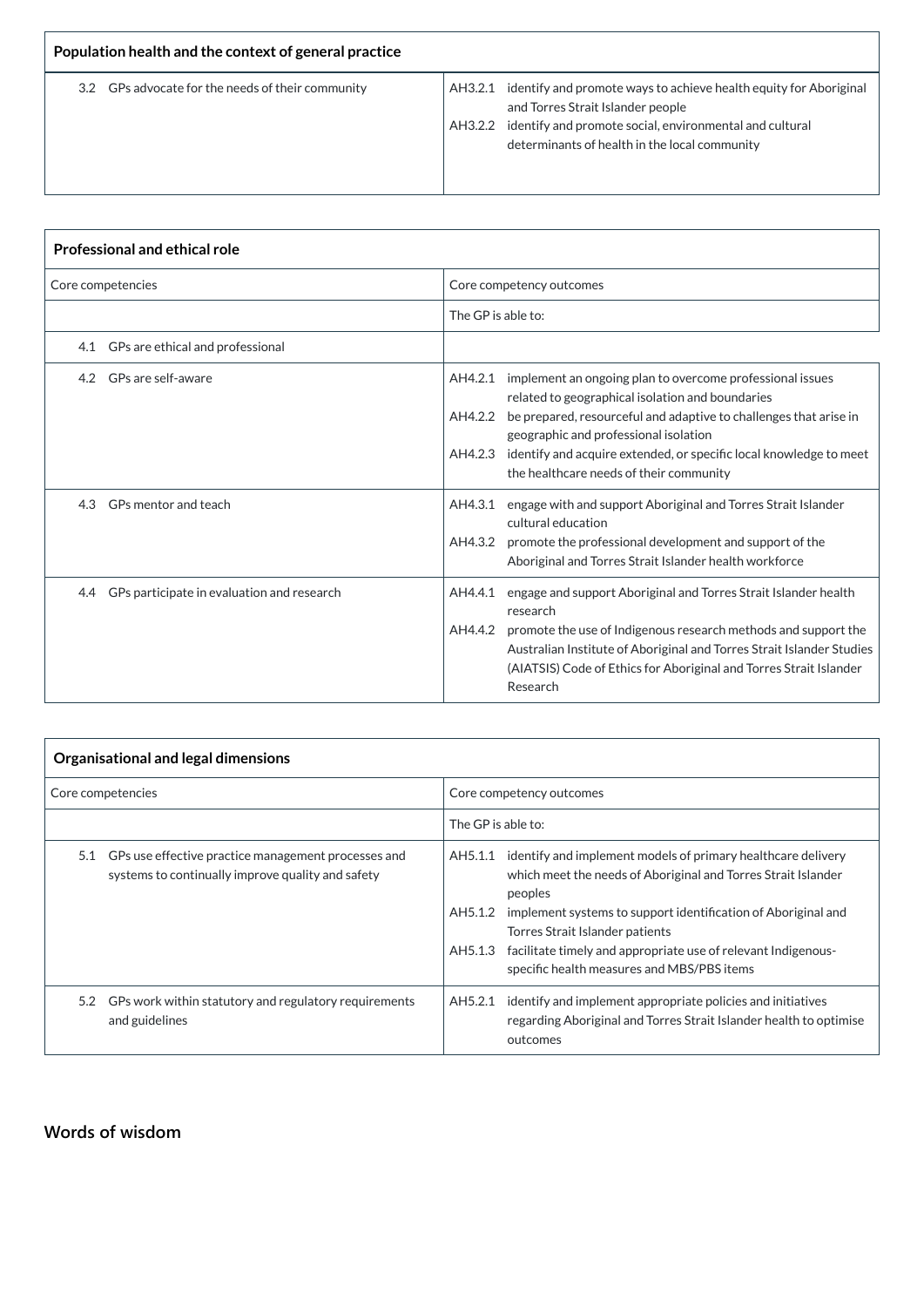| Population health and the context of general practice | |
|---|---|
| 3.2 GPs advocate for the needs of their community | AH3.2.1 identify and promote ways to achieve health equity for Aboriginal and Torres Strait Islander people<br>AH3.2.2 identify and promote social, environmental and cultural determinants of health in the local community |

| Professional and ethical role | |
|---|---|
| Core competencies | Core competency outcomes |
| | The GP is able to: |
| 4.1 GPs are ethical and professional | |
| 4.2 GPs are self-aware | AH4.2.1 implement an ongoing plan to overcome professional issues related to geographical isolation and boundaries<br>AH4.2.2 be prepared, resourceful and adaptive to challenges that arise in geographic and professional isolation<br>AH4.2.3 identify and acquire extended, or specific local knowledge to meet the healthcare needs of their community |
| 4.3 GPs mentor and teach | AH4.3.1 engage with and support Aboriginal and Torres Strait Islander cultural education<br>AH4.3.2 promote the professional development and support of the Aboriginal and Torres Strait Islander health workforce |
| 4.4 GPs participate in evaluation and research | AH4.4.1 engage and support Aboriginal and Torres Strait Islander health research<br>AH4.4.2 promote the use of Indigenous research methods and support the Australian Institute of Aboriginal and Torres Strait Islander Studies (AIATSIS) Code of Ethics for Aboriginal and Torres Strait Islander Research |

| Organisational and legal dimensions | |
|---|---|
| Core competencies | Core competency outcomes |
| | The GP is able to: |
| 5.1 GPs use effective practice management processes and systems to continually improve quality and safety | AH5.1.1 identify and implement models of primary healthcare delivery which meet the needs of Aboriginal and Torres Strait Islander peoples<br>AH5.1.2 implement systems to support identification of Aboriginal and Torres Strait Islander patients<br>AH5.1.3 facilitate timely and appropriate use of relevant Indigenous-specific health measures and MBS/PBS items |
| 5.2 GPs work within statutory and regulatory requirements and guidelines | AH5.2.1 identify and implement appropriate policies and initiatives regarding Aboriginal and Torres Strait Islander health to optimise outcomes |

## Words of wisdom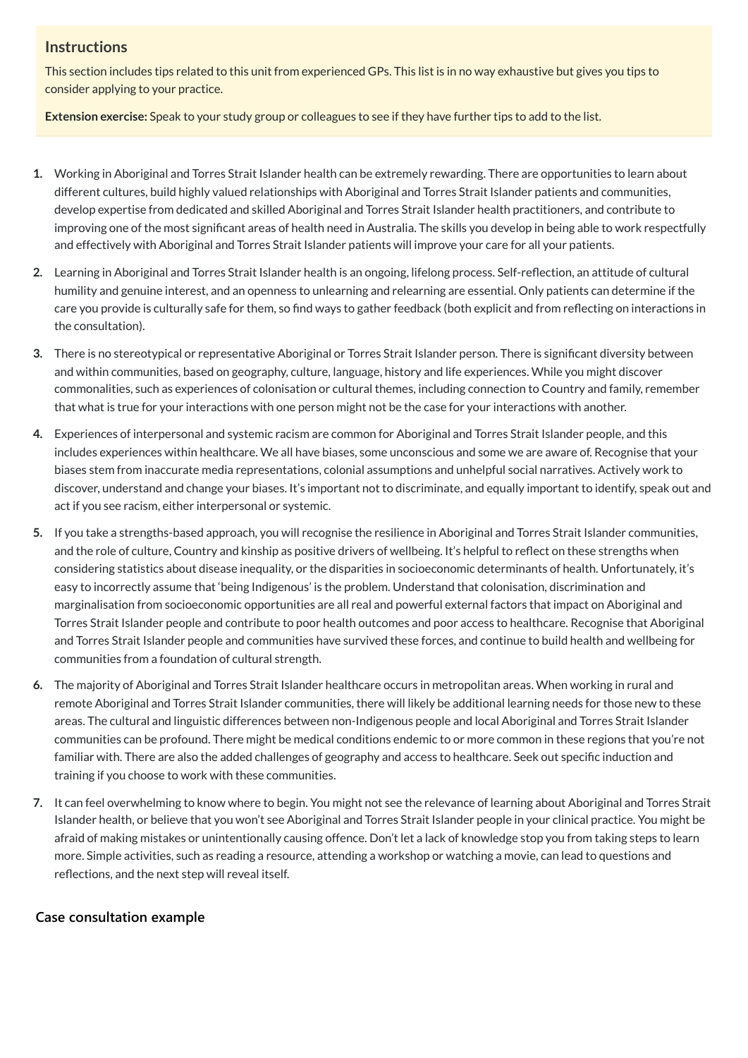## Instructions

This section includes tips related to this unit from experienced GPs. This list is in no way exhaustive but gives you tips to consider applying to your practice.

**Extension exercise:** Speak to your study group or colleagues to see if they have further tips to add to the list.

1. Working in Aboriginal and Torres Strait Islander health can be extremely rewarding. There are opportunities to learn about different cultures, build highly valued relationships with Aboriginal and Torres Strait Islander patients and communities, develop expertise from dedicated and skilled Aboriginal and Torres Strait Islander health practitioners, and contribute to improving one of the most significant areas of health need in Australia. The skills you develop in being able to work respectfully and effectively with Aboriginal and Torres Strait Islander patients will improve your care for all your patients.

2. Learning in Aboriginal and Torres Strait Islander health is an ongoing, lifelong process. Self-reflection, an attitude of cultural humility and genuine interest, and an openness to unlearning and relearning are essential. Only patients can determine if the care you provide is culturally safe for them, so find ways to gather feedback (both explicit and from reflecting on interactions in the consultation).

3. There is no stereotypical or representative Aboriginal or Torres Strait Islander person. There is significant diversity between and within communities, based on geography, culture, language, history and life experiences. While you might discover commonalities, such as experiences of colonisation or cultural themes, including connection to Country and family, remember that what is true for your interactions with one person might not be the case for your interactions with another.

4. Experiences of interpersonal and systemic racism are common for Aboriginal and Torres Strait Islander people, and this includes experiences within healthcare. We all have biases, some unconscious and some we are aware of. Recognise that your biases stem from inaccurate media representations, colonial assumptions and unhelpful social narratives. Actively work to discover, understand and change your biases. It's important not to discriminate, and equally important to identify, speak out and act if you see racism, either interpersonal or systemic.

5. If you take a strengths-based approach, you will recognise the resilience in Aboriginal and Torres Strait Islander communities, and the role of culture, Country and kinship as positive drivers of wellbeing. It's helpful to reflect on these strengths when considering statistics about disease inequality, or the disparities in socioeconomic determinants of health. Unfortunately, it's easy to incorrectly assume that 'being Indigenous' is the problem. Understand that colonisation, discrimination and marginalisation from socioeconomic opportunities are all real and powerful external factors that impact on Aboriginal and Torres Strait Islander people and contribute to poor health outcomes and poor access to healthcare. Recognise that Aboriginal and Torres Strait Islander people and communities have survived these forces, and continue to build health and wellbeing for communities from a foundation of cultural strength.

6. The majority of Aboriginal and Torres Strait Islander healthcare occurs in metropolitan areas. When working in rural and remote Aboriginal and Torres Strait Islander communities, there will likely be additional learning needs for those new to these areas. The cultural and linguistic differences between non-Indigenous people and local Aboriginal and Torres Strait Islander communities can be profound. There might be medical conditions endemic to or more common in these regions that you're not familiar with. There are also the added challenges of geography and access to healthcare. Seek out specific induction and training if you choose to work with these communities.

7. It can feel overwhelming to know where to begin. You might not see the relevance of learning about Aboriginal and Torres Strait Islander health, or believe that you won't see Aboriginal and Torres Strait Islander people in your clinical practice. You might be afraid of making mistakes or unintentionally causing offence. Don't let a lack of knowledge stop you from taking steps to learn more. Simple activities, such as reading a resource, attending a workshop or watching a movie, can lead to questions and reflections, and the next step will reveal itself.

## Case consultation example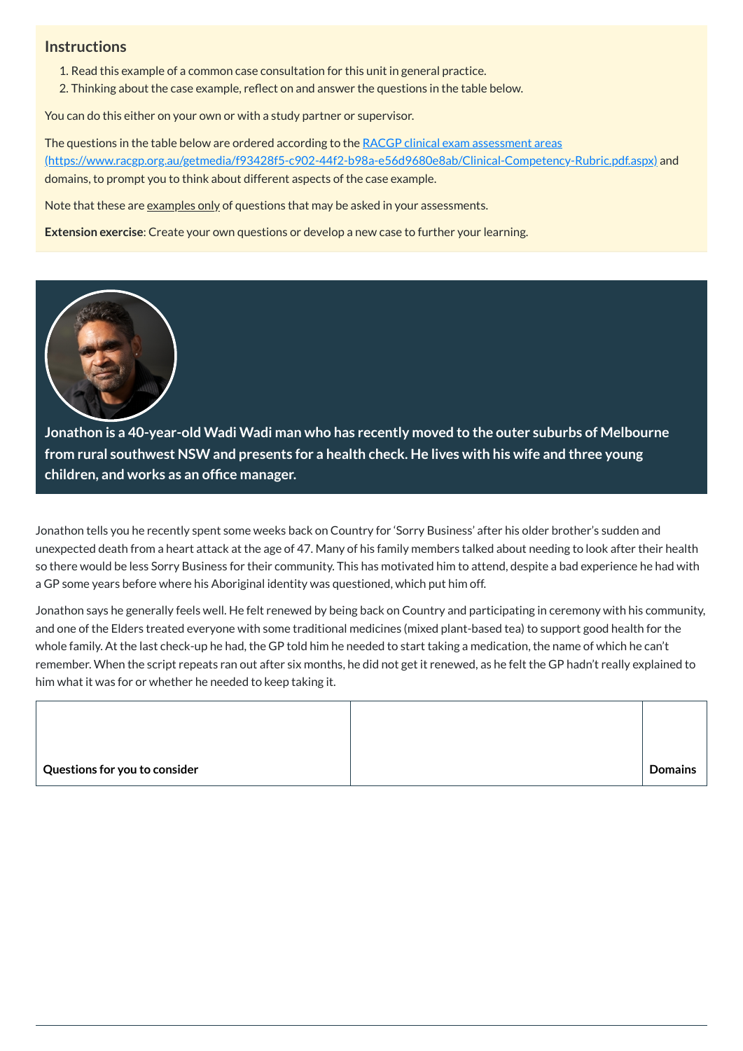## Instructions

1. Read this example of a common case consultation for this unit in general practice.
2. Thinking about the case example, reflect on and answer the questions in the table below.

You can do this either on your own or with a study partner or supervisor.

The questions in the table below are ordered according to the [RACGP clinical exam assessment areas (https://www.racgp.org.au/getmedia/f93428f5-c902-44f2-b98a-e56d9680e8ab/Clinical-Competency-Rubric.pdf.aspx)](https://www.racgp.org.au/getmedia/f93428f5-c902-44f2-b98a-e56d9680e8ab/Clinical-Competency-Rubric.pdf.aspx) and domains, to prompt you to think about different aspects of the case example.

Note that these are examples only of questions that may be asked in your assessments.

**Extension exercise**: Create your own questions or develop a new case to further your learning.

**Jonathon is a 40-year-old Wadi Wadi man who has recently moved to the outer suburbs of Melbourne from rural southwest NSW and presents for a health check. He lives with his wife and three young children, and works as an office manager.**

Jonathon tells you he recently spent some weeks back on Country for 'Sorry Business' after his older brother's sudden and unexpected death from a heart attack at the age of 47. Many of his family members talked about needing to look after their health so there would be less Sorry Business for their community. This has motivated him to attend, despite a bad experience he had with a GP some years before where his Aboriginal identity was questioned, which put him off.

Jonathon says he generally feels well. He felt renewed by being back on Country and participating in ceremony with his community, and one of the Elders treated everyone with some traditional medicines (mixed plant-based tea) to support good health for the whole family. At the last check-up he had, the GP told him he needed to start taking a medication, the name of which he can't remember. When the script repeats ran out after six months, he did not get it renewed, as he felt the GP hadn't really explained to him what it was for or whether he needed to keep taking it.

| Questions for you to consider | | Domains |
|---|---|---|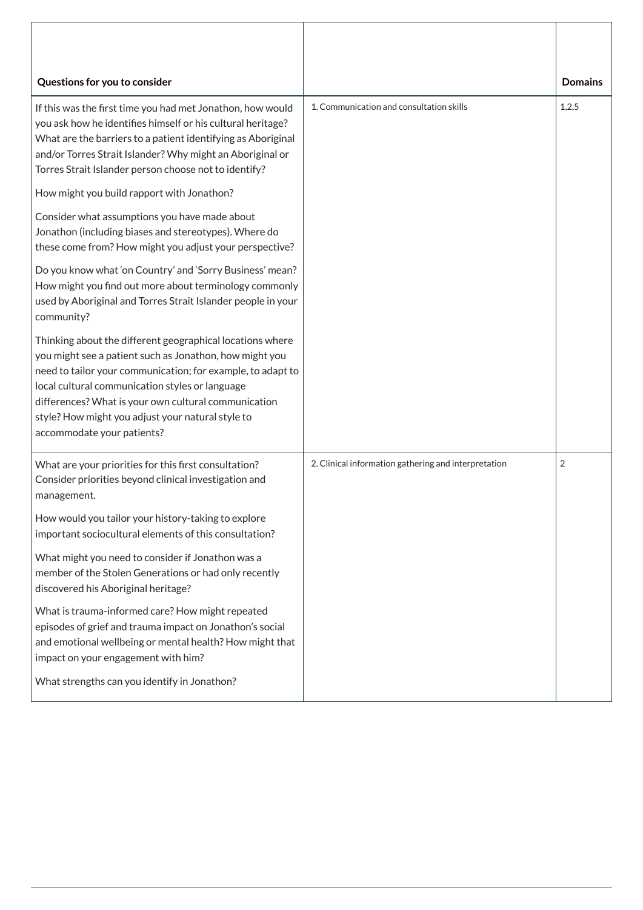| Questions for you to consider | | Domains |
|---|---|---|
| If this was the first time you had met Jonathon, how would you ask how he identifies himself or his cultural heritage? What are the barriers to a patient identifying as Aboriginal and/or Torres Strait Islander? Why might an Aboriginal or Torres Strait Islander person choose not to identify?<br><br>How might you build rapport with Jonathon?<br><br>Consider what assumptions you have made about Jonathon (including biases and stereotypes). Where do these come from? How might you adjust your perspective?<br><br>Do you know what 'on Country' and 'Sorry Business' mean? How might you find out more about terminology commonly used by Aboriginal and Torres Strait Islander people in your community?<br><br>Thinking about the different geographical locations where you might see a patient such as Jonathon, how might you need to tailor your communication; for example, to adapt to local cultural communication styles or language differences? What is your own cultural communication style? How might you adjust your natural style to accommodate your patients? | 1. Communication and consultation skills | 1,2,5 |
| What are your priorities for this first consultation? Consider priorities beyond clinical investigation and management.<br><br>How would you tailor your history-taking to explore important sociocultural elements of this consultation?<br><br>What might you need to consider if Jonathon was a member of the Stolen Generations or had only recently discovered his Aboriginal heritage?<br><br>What is trauma-informed care? How might repeated episodes of grief and trauma impact on Jonathon's social and emotional wellbeing or mental health? How might that impact on your engagement with him?<br><br>What strengths can you identify in Jonathon? | 2. Clinical information gathering and interpretation | 2 |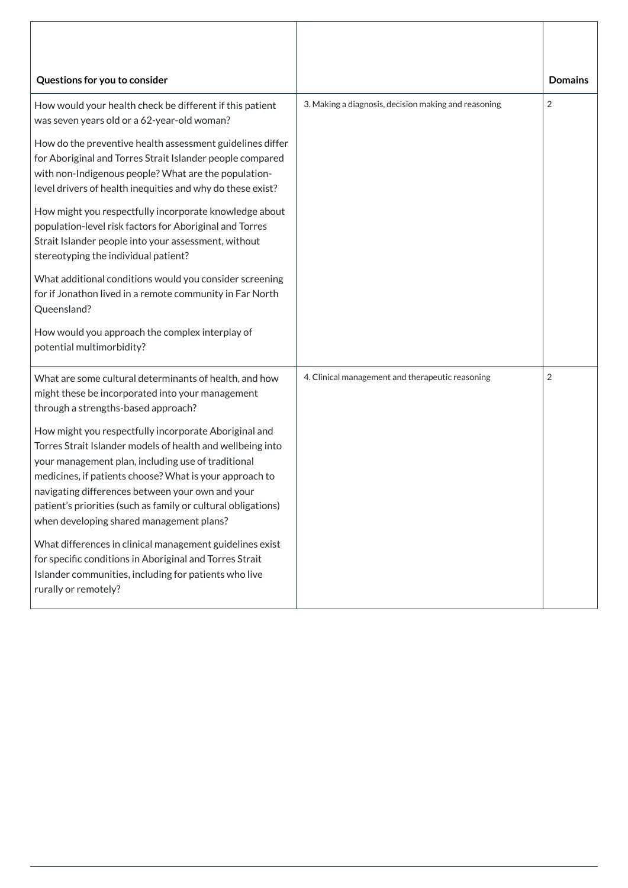| Questions for you to consider | | Domains |
|---|---|---|
| How would your health check be different if this patient was seven years old or a 62-year-old woman?<br><br>How do the preventive health assessment guidelines differ for Aboriginal and Torres Strait Islander people compared with non-Indigenous people? What are the population-level drivers of health inequities and why do these exist?<br><br>How might you respectfully incorporate knowledge about population-level risk factors for Aboriginal and Torres Strait Islander people into your assessment, without stereotyping the individual patient?<br><br>What additional conditions would you consider screening for if Jonathon lived in a remote community in Far North Queensland?<br><br>How would you approach the complex interplay of potential multimorbidity? | 3. Making a diagnosis, decision making and reasoning | 2 |
| What are some cultural determinants of health, and how might these be incorporated into your management through a strengths-based approach?<br><br>How might you respectfully incorporate Aboriginal and Torres Strait Islander models of health and wellbeing into your management plan, including use of traditional medicines, if patients choose? What is your approach to navigating differences between your own and your patient's priorities (such as family or cultural obligations) when developing shared management plans?<br><br>What differences in clinical management guidelines exist for specific conditions in Aboriginal and Torres Strait Islander communities, including for patients who live rurally or remotely? | 4. Clinical management and therapeutic reasoning | 2 |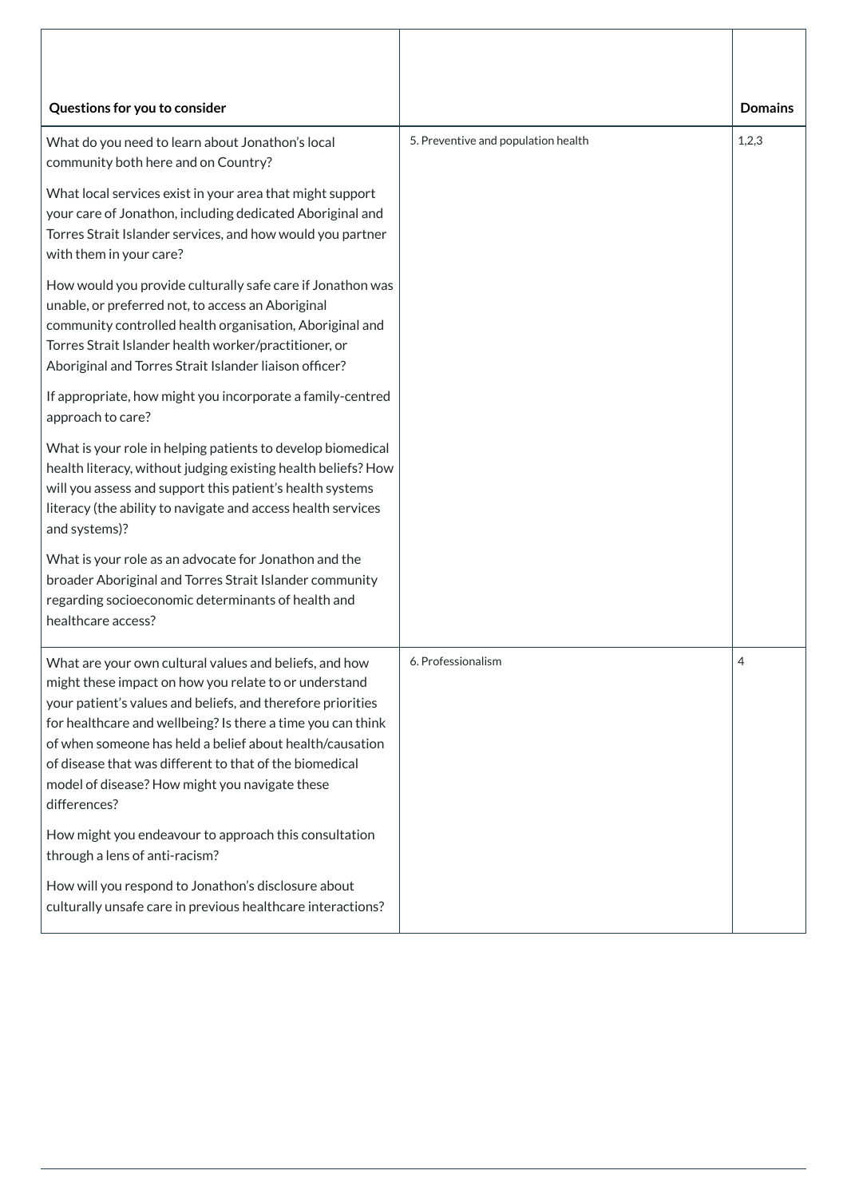| Questions for you to consider | | Domains |
|---|---|---|
| What do you need to learn about Jonathon's local community both here and on Country?<br><br>What local services exist in your area that might support your care of Jonathon, including dedicated Aboriginal and Torres Strait Islander services, and how would you partner with them in your care?<br><br>How would you provide culturally safe care if Jonathon was unable, or preferred not, to access an Aboriginal community controlled health organisation, Aboriginal and Torres Strait Islander health worker/practitioner, or Aboriginal and Torres Strait Islander liaison officer?<br><br>If appropriate, how might you incorporate a family-centred approach to care?<br><br>What is your role in helping patients to develop biomedical health literacy, without judging existing health beliefs? How will you assess and support this patient's health systems literacy (the ability to navigate and access health services and systems)?<br><br>What is your role as an advocate for Jonathon and the broader Aboriginal and Torres Strait Islander community regarding socioeconomic determinants of health and healthcare access? | 5. Preventive and population health | 1,2,3 |
| What are your own cultural values and beliefs, and how might these impact on how you relate to or understand your patient's values and beliefs, and therefore priorities for healthcare and wellbeing? Is there a time you can think of when someone has held a belief about health/causation of disease that was different to that of the biomedical model of disease? How might you navigate these differences?<br><br>How might you endeavour to approach this consultation through a lens of anti-racism?<br><br>How will you respond to Jonathon's disclosure about culturally unsafe care in previous healthcare interactions? | 6. Professionalism | 4 |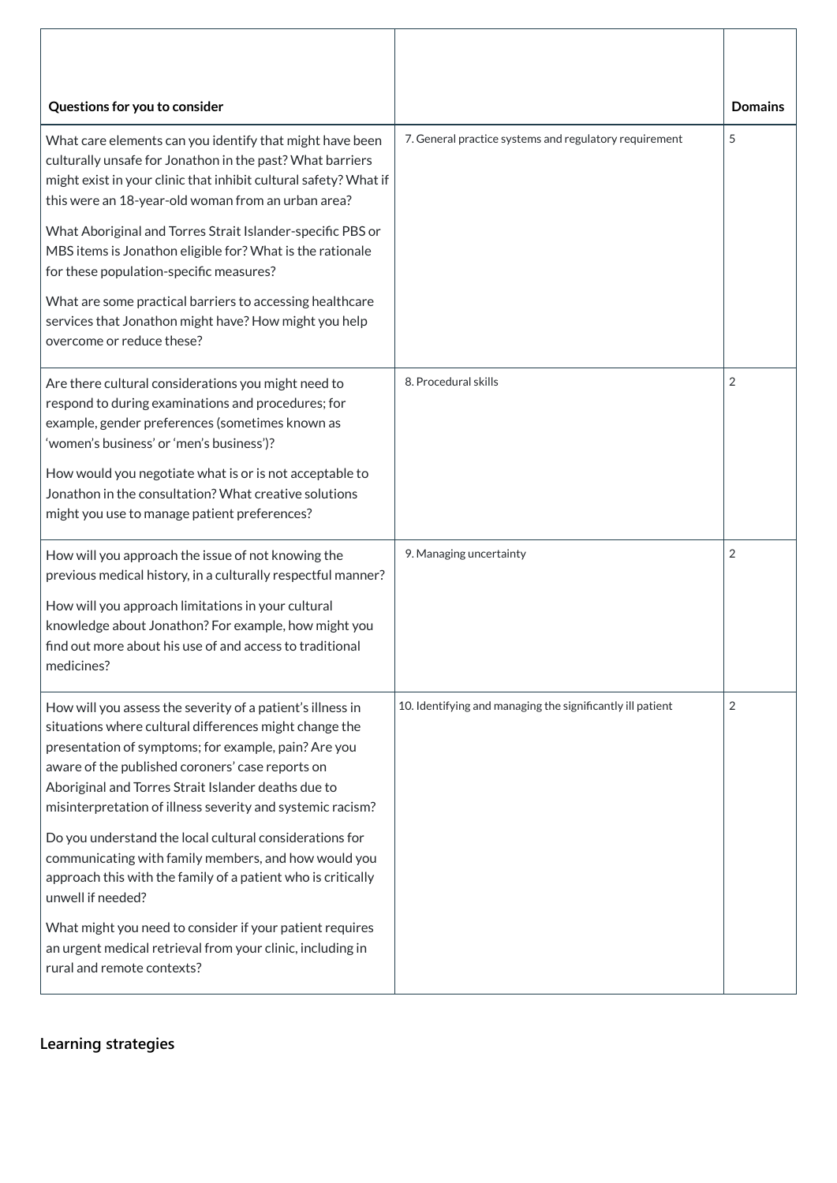| Questions for you to consider | | Domains |
|---|---|---|
| What care elements can you identify that might have been culturally unsafe for Jonathon in the past? What barriers might exist in your clinic that inhibit cultural safety? What if this were an 18-year-old woman from an urban area?<br><br>What Aboriginal and Torres Strait Islander-specific PBS or MBS items is Jonathon eligible for? What is the rationale for these population-specific measures?<br><br>What are some practical barriers to accessing healthcare services that Jonathon might have? How might you help overcome or reduce these? | 7. General practice systems and regulatory requirement | 5 |
| Are there cultural considerations you might need to respond to during examinations and procedures; for example, gender preferences (sometimes known as 'women's business' or 'men's business')?<br><br>How would you negotiate what is or is not acceptable to Jonathon in the consultation? What creative solutions might you use to manage patient preferences? | 8. Procedural skills | 2 |
| How will you approach the issue of not knowing the previous medical history, in a culturally respectful manner?<br><br>How will you approach limitations in your cultural knowledge about Jonathon? For example, how might you find out more about his use of and access to traditional medicines? | 9. Managing uncertainty | 2 |
| How will you assess the severity of a patient's illness in situations where cultural differences might change the presentation of symptoms; for example, pain? Are you aware of the published coroners' case reports on Aboriginal and Torres Strait Islander deaths due to misinterpretation of illness severity and systemic racism?<br><br>Do you understand the local cultural considerations for communicating with family members, and how would you approach this with the family of a patient who is critically unwell if needed?<br><br>What might you need to consider if your patient requires an urgent medical retrieval from your clinic, including in rural and remote contexts? | 10. Identifying and managing the significantly ill patient | 2 |

## Learning strategies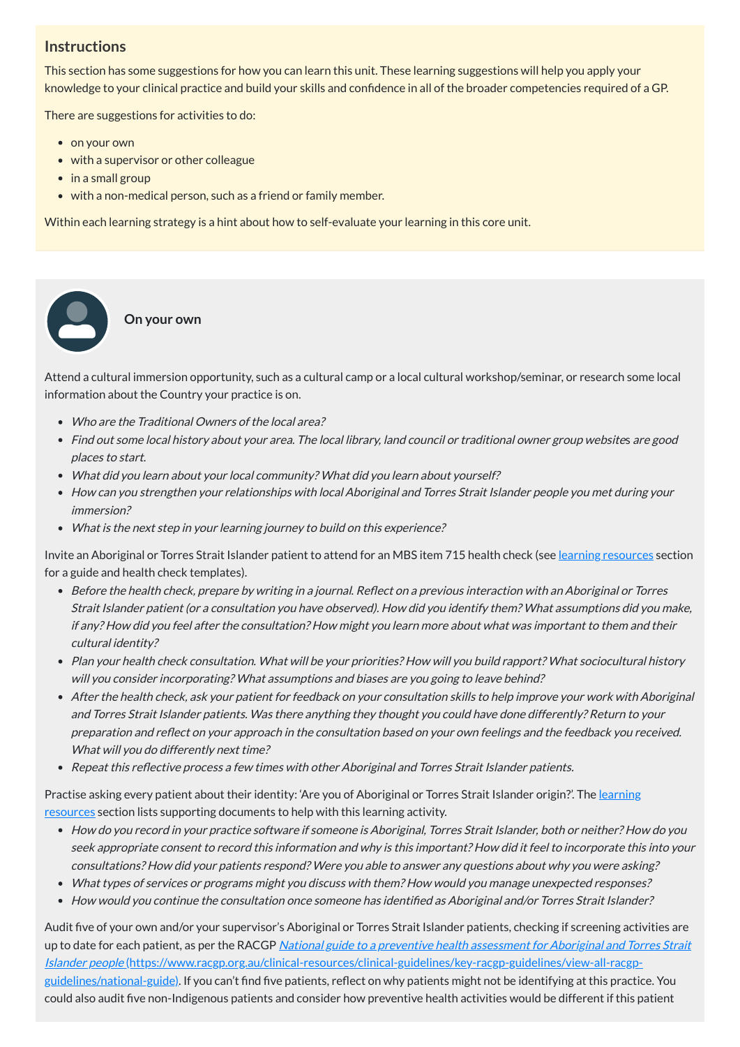## Instructions

This section has some suggestions for how you can learn this unit. These learning suggestions will help you apply your knowledge to your clinical practice and build your skills and confidence in all of the broader competencies required of a GP.

There are suggestions for activities to do:

- on your own
- with a supervisor or other colleague
- in a small group
- with a non-medical person, such as a friend or family member.

Within each learning strategy is a hint about how to self-evaluate your learning in this core unit.

### On your own

Attend a cultural immersion opportunity, such as a cultural camp or a local cultural workshop/seminar, or research some local information about the Country your practice is on.

- *Who are the Traditional Owners of the local area?*
- *Find out some local history about your area. The local library, land council or traditional owner group websites are good places to start.*
- *What did you learn about your local community? What did you learn about yourself?*
- *How can you strengthen your relationships with local Aboriginal and Torres Strait Islander people you met during your immersion?*
- *What is the next step in your learning journey to build on this experience?*

Invite an Aboriginal or Torres Strait Islander patient to attend for an MBS item 715 health check (see learning resources section for a guide and health check templates).

- *Before the health check, prepare by writing in a journal. Reflect on a previous interaction with an Aboriginal or Torres Strait Islander patient (or a consultation you have observed). How did you identify them? What assumptions did you make, if any? How did you feel after the consultation? How might you learn more about what was important to them and their cultural identity?*
- *Plan your health check consultation. What will be your priorities? How will you build rapport? What sociocultural history will you consider incorporating? What assumptions and biases are you going to leave behind?*
- *After the health check, ask your patient for feedback on your consultation skills to help improve your work with Aboriginal and Torres Strait Islander patients. Was there anything they thought you could have done differently? Return to your preparation and reflect on your approach in the consultation based on your own feelings and the feedback you received. What will you do differently next time?*
- *Repeat this reflective process a few times with other Aboriginal and Torres Strait Islander patients.*

Practise asking every patient about their identity: 'Are you of Aboriginal or Torres Strait Islander origin?'. The learning resources section lists supporting documents to help with this learning activity.

- *How do you record in your practice software if someone is Aboriginal, Torres Strait Islander, both or neither? How do you seek appropriate consent to record this information and why is this important? How did it feel to incorporate this into your consultations? How did your patients respond? Were you able to answer any questions about why you were asking?*
- *What types of services or programs might you discuss with them? How would you manage unexpected responses?*
- *How would you continue the consultation once someone has identified as Aboriginal and/or Torres Strait Islander?*

Audit five of your own and/or your supervisor's Aboriginal or Torres Strait Islander patients, checking if screening activities are up to date for each patient, as per the RACGP *National guide to a preventive health assessment for Aboriginal and Torres Strait Islander people* (https://www.racgp.org.au/clinical-resources/clinical-guidelines/key-racgp-guidelines/view-all-racgp-guidelines/national-guide). If you can't find five patients, reflect on why patients might not be identifying at this practice. You could also audit five non-Indigenous patients and consider how preventive health activities would be different if this patient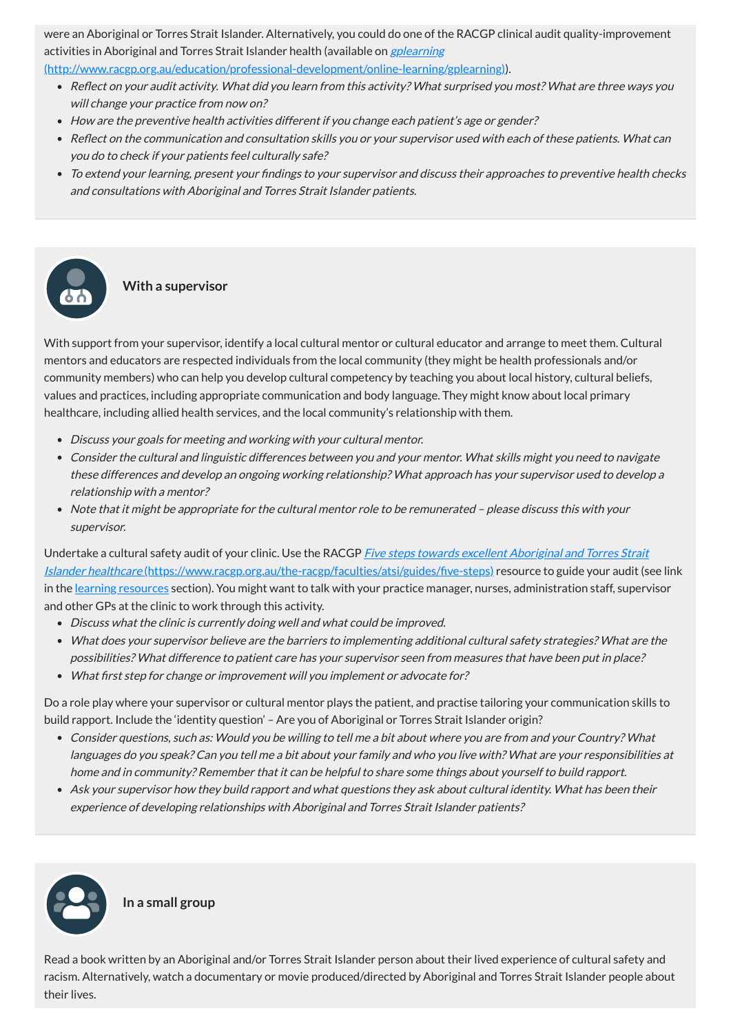were an Aboriginal or Torres Strait Islander. Alternatively, you could do one of the RACGP clinical audit quality-improvement activities in Aboriginal and Torres Strait Islander health (available on *gplearning* (http://www.racgp.org.au/education/professional-development/online-learning/gplearning)).

- *Reflect on your audit activity. What did you learn from this activity? What surprised you most? What are three ways you will change your practice from now on?*
- *How are the preventive health activities different if you change each patient's age or gender?*
- *Reflect on the communication and consultation skills you or your supervisor used with each of these patients. What can you do to check if your patients feel culturally safe?*
- *To extend your learning, present your findings to your supervisor and discuss their approaches to preventive health checks and consultations with Aboriginal and Torres Strait Islander patients.*

### With a supervisor

With support from your supervisor, identify a local cultural mentor or cultural educator and arrange to meet them. Cultural mentors and educators are respected individuals from the local community (they might be health professionals and/or community members) who can help you develop cultural competency by teaching you about local history, cultural beliefs, values and practices, including appropriate communication and body language. They might know about local primary healthcare, including allied health services, and the local community's relationship with them.

- *Discuss your goals for meeting and working with your cultural mentor.*
- *Consider the cultural and linguistic differences between you and your mentor. What skills might you need to navigate these differences and develop an ongoing working relationship? What approach has your supervisor used to develop a relationship with a mentor?*
- *Note that it might be appropriate for the cultural mentor role to be remunerated – please discuss this with your supervisor.*

Undertake a cultural safety audit of your clinic. Use the RACGP *Five steps towards excellent Aboriginal and Torres Strait Islander healthcare* (https://www.racgp.org.au/the-racgp/faculties/atsi/guides/five-steps) resource to guide your audit (see link in the learning resources section). You might want to talk with your practice manager, nurses, administration staff, supervisor and other GPs at the clinic to work through this activity.

- *Discuss what the clinic is currently doing well and what could be improved.*
- *What does your supervisor believe are the barriers to implementing additional cultural safety strategies? What are the possibilities? What difference to patient care has your supervisor seen from measures that have been put in place?*
- *What first step for change or improvement will you implement or advocate for?*

Do a role play where your supervisor or cultural mentor plays the patient, and practise tailoring your communication skills to build rapport. Include the 'identity question' – Are you of Aboriginal or Torres Strait Islander origin?

- *Consider questions, such as: Would you be willing to tell me a bit about where you are from and your Country? What languages do you speak? Can you tell me a bit about your family and who you live with? What are your responsibilities at home and in community? Remember that it can be helpful to share some things about yourself to build rapport.*
- *Ask your supervisor how they build rapport and what questions they ask about cultural identity. What has been their experience of developing relationships with Aboriginal and Torres Strait Islander patients?*

### In a small group

Read a book written by an Aboriginal and/or Torres Strait Islander person about their lived experience of cultural safety and racism. Alternatively, watch a documentary or movie produced/directed by Aboriginal and Torres Strait Islander people about their lives.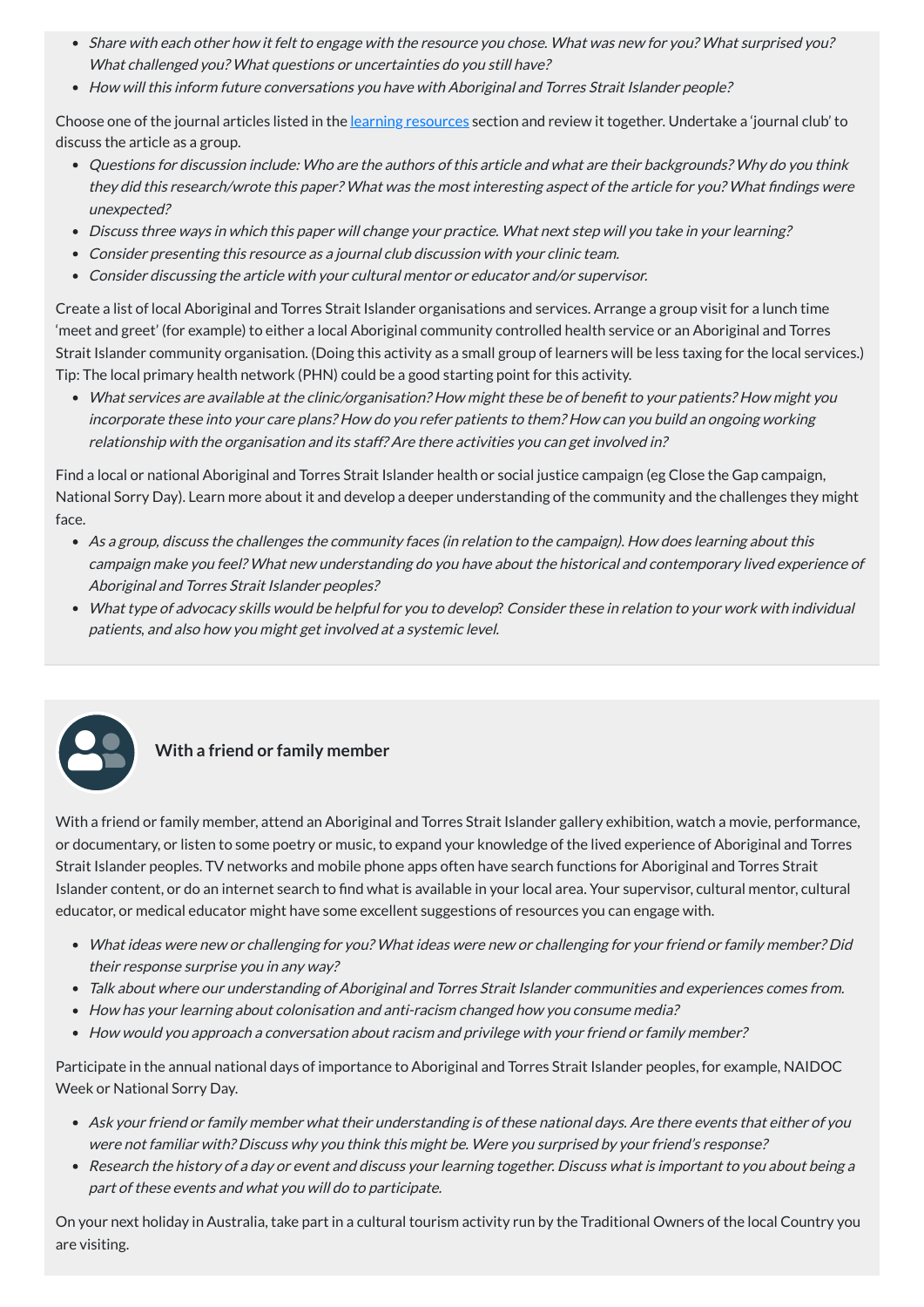- *Share with each other how it felt to engage with the resource you chose. What was new for you? What surprised you? What challenged you? What questions or uncertainties do you still have?*
- *How will this inform future conversations you have with Aboriginal and Torres Strait Islander people?*

Choose one of the journal articles listed in the learning resources section and review it together. Undertake a 'journal club' to discuss the article as a group.

- *Questions for discussion include: Who are the authors of this article and what are their backgrounds? Why do you think they did this research/wrote this paper? What was the most interesting aspect of the article for you? What findings were unexpected?*
- *Discuss three ways in which this paper will change your practice. What next step will you take in your learning?*
- *Consider presenting this resource as a journal club discussion with your clinic team.*
- *Consider discussing the article with your cultural mentor or educator and/or supervisor.*

Create a list of local Aboriginal and Torres Strait Islander organisations and services. Arrange a group visit for a lunch time 'meet and greet' (for example) to either a local Aboriginal community controlled health service or an Aboriginal and Torres Strait Islander community organisation. (Doing this activity as a small group of learners will be less taxing for the local services.) Tip: The local primary health network (PHN) could be a good starting point for this activity.

- *What services are available at the clinic/organisation? How might these be of benefit to your patients? How might you incorporate these into your care plans? How do you refer patients to them? How can you build an ongoing working relationship with the organisation and its staff? Are there activities you can get involved in?*

Find a local or national Aboriginal and Torres Strait Islander health or social justice campaign (eg Close the Gap campaign, National Sorry Day). Learn more about it and develop a deeper understanding of the community and the challenges they might face.

- *As a group, discuss the challenges the community faces (in relation to the campaign). How does learning about this campaign make you feel? What new understanding do you have about the historical and contemporary lived experience of Aboriginal and Torres Strait Islander peoples?*
- *What type of advocacy skills would be helpful for you to develop? Consider these in relation to your work with individual patients, and also how you might get involved at a systemic level.*

### With a friend or family member

With a friend or family member, attend an Aboriginal and Torres Strait Islander gallery exhibition, watch a movie, performance, or documentary, or listen to some poetry or music, to expand your knowledge of the lived experience of Aboriginal and Torres Strait Islander peoples. TV networks and mobile phone apps often have search functions for Aboriginal and Torres Strait Islander content, or do an internet search to find what is available in your local area. Your supervisor, cultural mentor, cultural educator, or medical educator might have some excellent suggestions of resources you can engage with.

- *What ideas were new or challenging for you? What ideas were new or challenging for your friend or family member? Did their response surprise you in any way?*
- *Talk about where our understanding of Aboriginal and Torres Strait Islander communities and experiences comes from.*
- *How has your learning about colonisation and anti-racism changed how you consume media?*
- *How would you approach a conversation about racism and privilege with your friend or family member?*

Participate in the annual national days of importance to Aboriginal and Torres Strait Islander peoples, for example, NAIDOC Week or National Sorry Day.

- *Ask your friend or family member what their understanding is of these national days. Are there events that either of you were not familiar with? Discuss why you think this might be. Were you surprised by your friend's response?*
- *Research the history of a day or event and discuss your learning together. Discuss what is important to you about being a part of these events and what you will do to participate.*

On your next holiday in Australia, take part in a cultural tourism activity run by the Traditional Owners of the local Country you are visiting.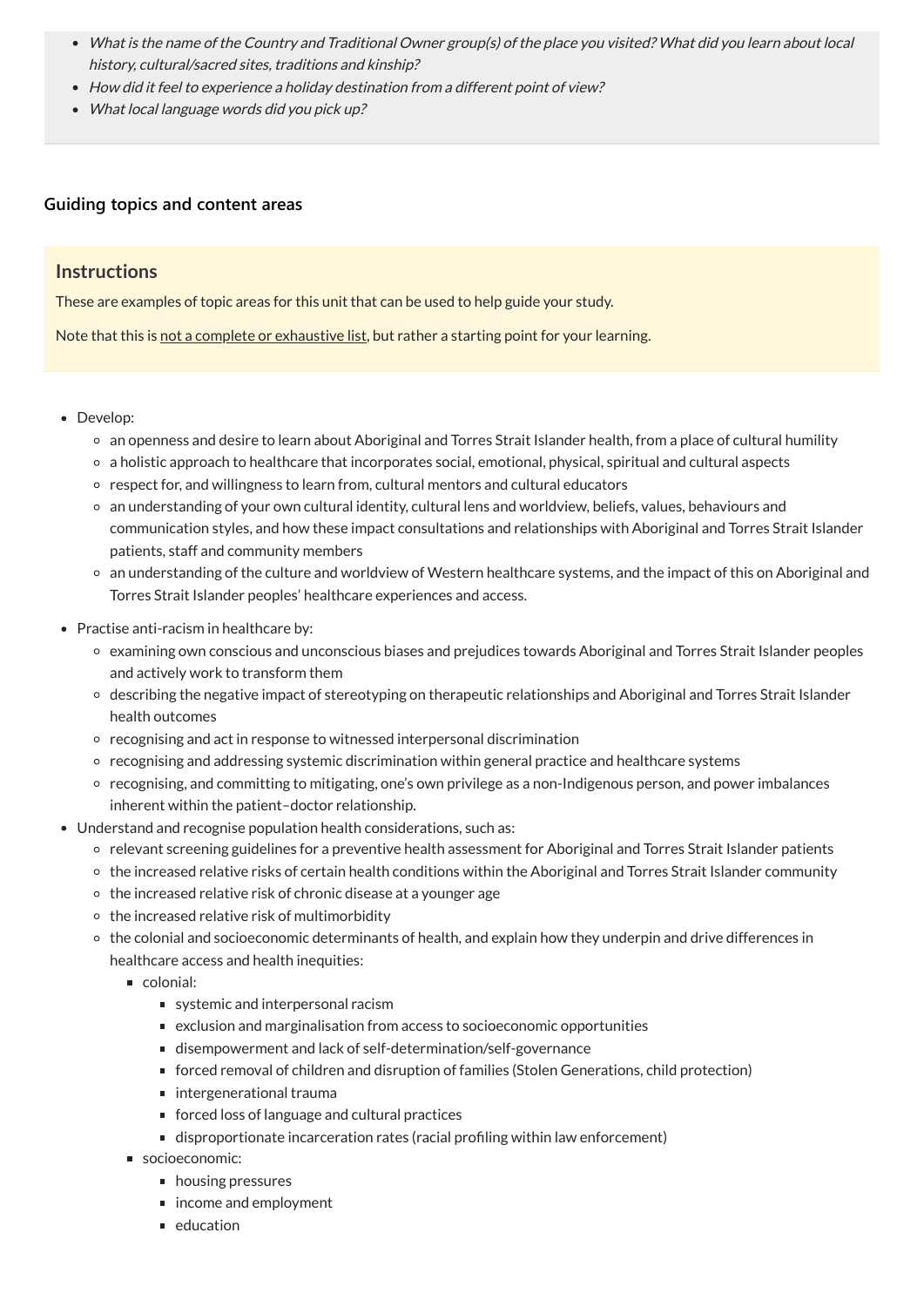- *What is the name of the Country and Traditional Owner group(s) of the place you visited? What did you learn about local history, cultural/sacred sites, traditions and kinship?*
- *How did it feel to experience a holiday destination from a different point of view?*
- *What local language words did you pick up?*

### Guiding topics and content areas

> **Instructions**
>
> These are examples of topic areas for this unit that can be used to help guide your study.
>
> Note that this is not a complete or exhaustive list, but rather a starting point for your learning.

- Develop:
  - an openness and desire to learn about Aboriginal and Torres Strait Islander health, from a place of cultural humility
  - a holistic approach to healthcare that incorporates social, emotional, physical, spiritual and cultural aspects
  - respect for, and willingness to learn from, cultural mentors and cultural educators
  - an understanding of your own cultural identity, cultural lens and worldview, beliefs, values, behaviours and communication styles, and how these impact consultations and relationships with Aboriginal and Torres Strait Islander patients, staff and community members
  - an understanding of the culture and worldview of Western healthcare systems, and the impact of this on Aboriginal and Torres Strait Islander peoples' healthcare experiences and access.
- Practise anti-racism in healthcare by:
  - examining own conscious and unconscious biases and prejudices towards Aboriginal and Torres Strait Islander peoples and actively work to transform them
  - describing the negative impact of stereotyping on therapeutic relationships and Aboriginal and Torres Strait Islander health outcomes
  - recognising and act in response to witnessed interpersonal discrimination
  - recognising and addressing systemic discrimination within general practice and healthcare systems
  - recognising, and committing to mitigating, one's own privilege as a non-Indigenous person, and power imbalances inherent within the patient–doctor relationship.
- Understand and recognise population health considerations, such as:
  - relevant screening guidelines for a preventive health assessment for Aboriginal and Torres Strait Islander patients
  - the increased relative risks of certain health conditions within the Aboriginal and Torres Strait Islander community
  - the increased relative risk of chronic disease at a younger age
  - the increased relative risk of multimorbidity
  - the colonial and socioeconomic determinants of health, and explain how they underpin and drive differences in healthcare access and health inequities:
    - colonial:
      - systemic and interpersonal racism
      - exclusion and marginalisation from access to socioeconomic opportunities
      - disempowerment and lack of self-determination/self-governance
      - forced removal of children and disruption of families (Stolen Generations, child protection)
      - intergenerational trauma
      - forced loss of language and cultural practices
      - disproportionate incarceration rates (racial profiling within law enforcement)
    - socioeconomic:
      - housing pressures
      - income and employment
      - education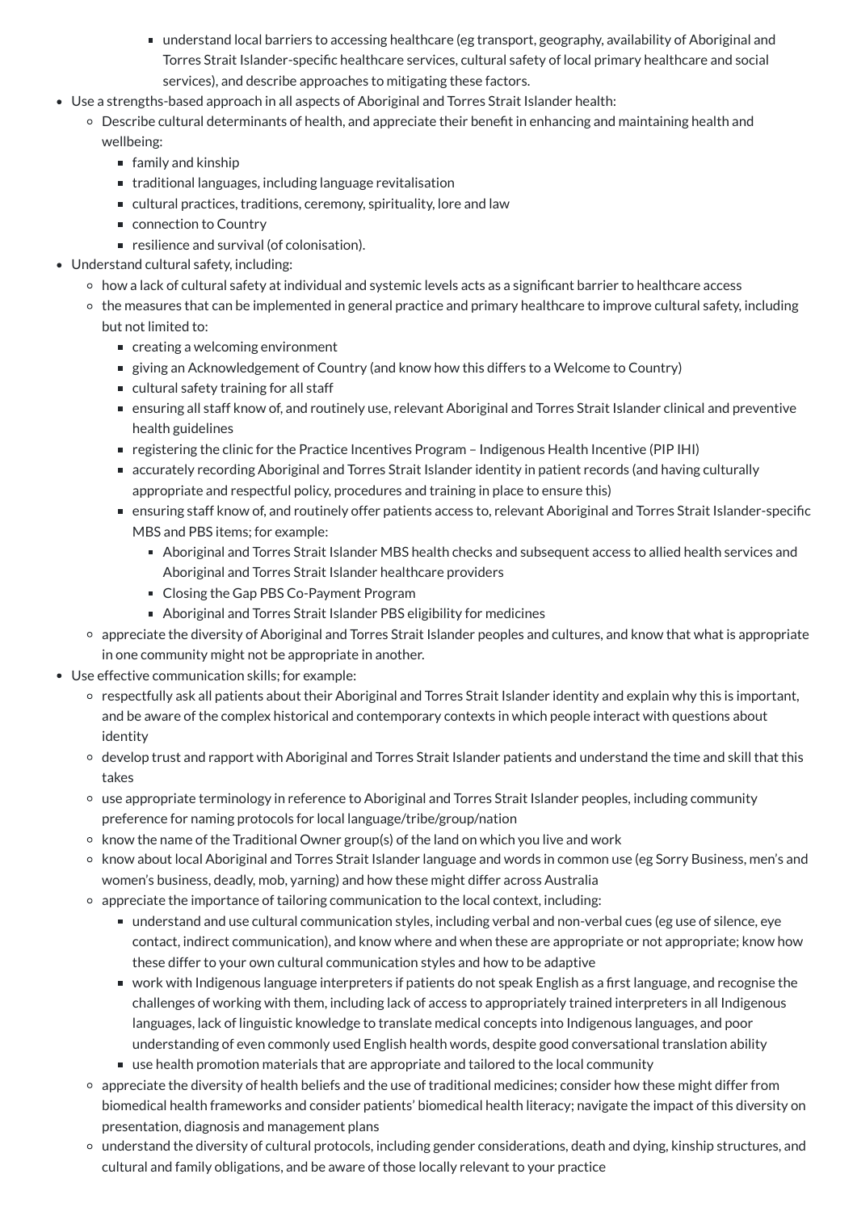- understand local barriers to accessing healthcare (eg transport, geography, availability of Aboriginal and Torres Strait Islander-specific healthcare services, cultural safety of local primary healthcare and social services), and describe approaches to mitigating these factors.
- Use a strengths-based approach in all aspects of Aboriginal and Torres Strait Islander health:
    - Describe cultural determinants of health, and appreciate their benefit in enhancing and maintaining health and wellbeing:
        - family and kinship
        - traditional languages, including language revitalisation
        - cultural practices, traditions, ceremony, spirituality, lore and law
        - connection to Country
        - resilience and survival (of colonisation).
- Understand cultural safety, including:
    - how a lack of cultural safety at individual and systemic levels acts as a significant barrier to healthcare access
    - the measures that can be implemented in general practice and primary healthcare to improve cultural safety, including but not limited to:
        - creating a welcoming environment
        - giving an Acknowledgement of Country (and know how this differs to a Welcome to Country)
        - cultural safety training for all staff
        - ensuring all staff know of, and routinely use, relevant Aboriginal and Torres Strait Islander clinical and preventive health guidelines
        - registering the clinic for the Practice Incentives Program – Indigenous Health Incentive (PIP IHI)
        - accurately recording Aboriginal and Torres Strait Islander identity in patient records (and having culturally appropriate and respectful policy, procedures and training in place to ensure this)
        - ensuring staff know of, and routinely offer patients access to, relevant Aboriginal and Torres Strait Islander-specific MBS and PBS items; for example:
            - Aboriginal and Torres Strait Islander MBS health checks and subsequent access to allied health services and Aboriginal and Torres Strait Islander healthcare providers
            - Closing the Gap PBS Co-Payment Program
            - Aboriginal and Torres Strait Islander PBS eligibility for medicines
    - appreciate the diversity of Aboriginal and Torres Strait Islander peoples and cultures, and know that what is appropriate in one community might not be appropriate in another.
- Use effective communication skills; for example:
    - respectfully ask all patients about their Aboriginal and Torres Strait Islander identity and explain why this is important, and be aware of the complex historical and contemporary contexts in which people interact with questions about identity
    - develop trust and rapport with Aboriginal and Torres Strait Islander patients and understand the time and skill that this takes
    - use appropriate terminology in reference to Aboriginal and Torres Strait Islander peoples, including community preference for naming protocols for local language/tribe/group/nation
    - know the name of the Traditional Owner group(s) of the land on which you live and work
    - know about local Aboriginal and Torres Strait Islander language and words in common use (eg Sorry Business, men's and women's business, deadly, mob, yarning) and how these might differ across Australia
    - appreciate the importance of tailoring communication to the local context, including:
        - understand and use cultural communication styles, including verbal and non-verbal cues (eg use of silence, eye contact, indirect communication), and know where and when these are appropriate or not appropriate; know how these differ to your own cultural communication styles and how to be adaptive
        - work with Indigenous language interpreters if patients do not speak English as a first language, and recognise the challenges of working with them, including lack of access to appropriately trained interpreters in all Indigenous languages, lack of linguistic knowledge to translate medical concepts into Indigenous languages, and poor understanding of even commonly used English health words, despite good conversational translation ability
        - use health promotion materials that are appropriate and tailored to the local community
    - appreciate the diversity of health beliefs and the use of traditional medicines; consider how these might differ from biomedical health frameworks and consider patients' biomedical health literacy; navigate the impact of this diversity on presentation, diagnosis and management plans
    - understand the diversity of cultural protocols, including gender considerations, death and dying, kinship structures, and cultural and family obligations, and be aware of those locally relevant to your practice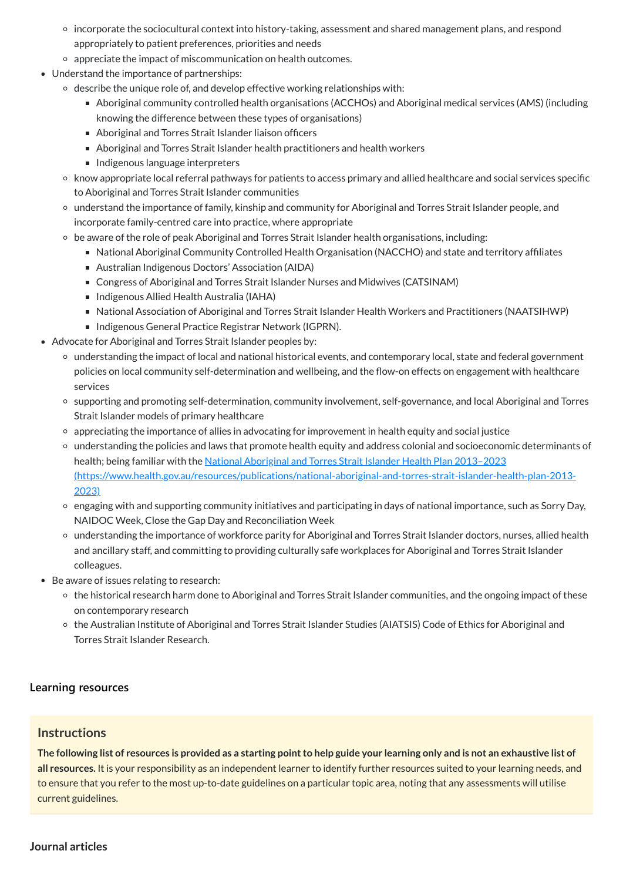- incorporate the sociocultural context into history-taking, assessment and shared management plans, and respond appropriately to patient preferences, priorities and needs
    - appreciate the impact of miscommunication on health outcomes.
- Understand the importance of partnerships:
    - describe the unique role of, and develop effective working relationships with:
        - Aboriginal community controlled health organisations (ACCHOs) and Aboriginal medical services (AMS) (including knowing the difference between these types of organisations)
        - Aboriginal and Torres Strait Islander liaison officers
        - Aboriginal and Torres Strait Islander health practitioners and health workers
        - Indigenous language interpreters
    - know appropriate local referral pathways for patients to access primary and allied healthcare and social services specific to Aboriginal and Torres Strait Islander communities
    - understand the importance of family, kinship and community for Aboriginal and Torres Strait Islander people, and incorporate family-centred care into practice, where appropriate
    - be aware of the role of peak Aboriginal and Torres Strait Islander health organisations, including:
        - National Aboriginal Community Controlled Health Organisation (NACCHO) and state and territory affiliates
        - Australian Indigenous Doctors' Association (AIDA)
        - Congress of Aboriginal and Torres Strait Islander Nurses and Midwives (CATSINAM)
        - Indigenous Allied Health Australia (IAHA)
        - National Association of Aboriginal and Torres Strait Islander Health Workers and Practitioners (NAATSIHWP)
        - Indigenous General Practice Registrar Network (IGPRN).
- Advocate for Aboriginal and Torres Strait Islander peoples by:
    - understanding the impact of local and national historical events, and contemporary local, state and federal government policies on local community self-determination and wellbeing, and the flow-on effects on engagement with healthcare services
    - supporting and promoting self-determination, community involvement, self-governance, and local Aboriginal and Torres Strait Islander models of primary healthcare
    - appreciating the importance of allies in advocating for improvement in health equity and social justice
    - understanding the policies and laws that promote health equity and address colonial and socioeconomic determinants of health; being familiar with the [National Aboriginal and Torres Strait Islander Health Plan 2013–2023 (https://www.health.gov.au/resources/publications/national-aboriginal-and-torres-strait-islander-health-plan-2013-2023)](https://www.health.gov.au/resources/publications/national-aboriginal-and-torres-strait-islander-health-plan-2013-2023)
    - engaging with and supporting community initiatives and participating in days of national importance, such as Sorry Day, NAIDOC Week, Close the Gap Day and Reconciliation Week
    - understanding the importance of workforce parity for Aboriginal and Torres Strait Islander doctors, nurses, allied health and ancillary staff, and committing to providing culturally safe workplaces for Aboriginal and Torres Strait Islander colleagues.
- Be aware of issues relating to research:
    - the historical research harm done to Aboriginal and Torres Strait Islander communities, and the ongoing impact of these on contemporary research
    - the Australian Institute of Aboriginal and Torres Strait Islander Studies (AIATSIS) Code of Ethics for Aboriginal and Torres Strait Islander Research.

### Learning resources

#### Instructions

**The following list of resources is provided as a starting point to help guide your learning only and is not an exhaustive list of all resources.** It is your responsibility as an independent learner to identify further resources suited to your learning needs, and to ensure that you refer to the most up-to-date guidelines on a particular topic area, noting that any assessments will utilise current guidelines.

### Journal articles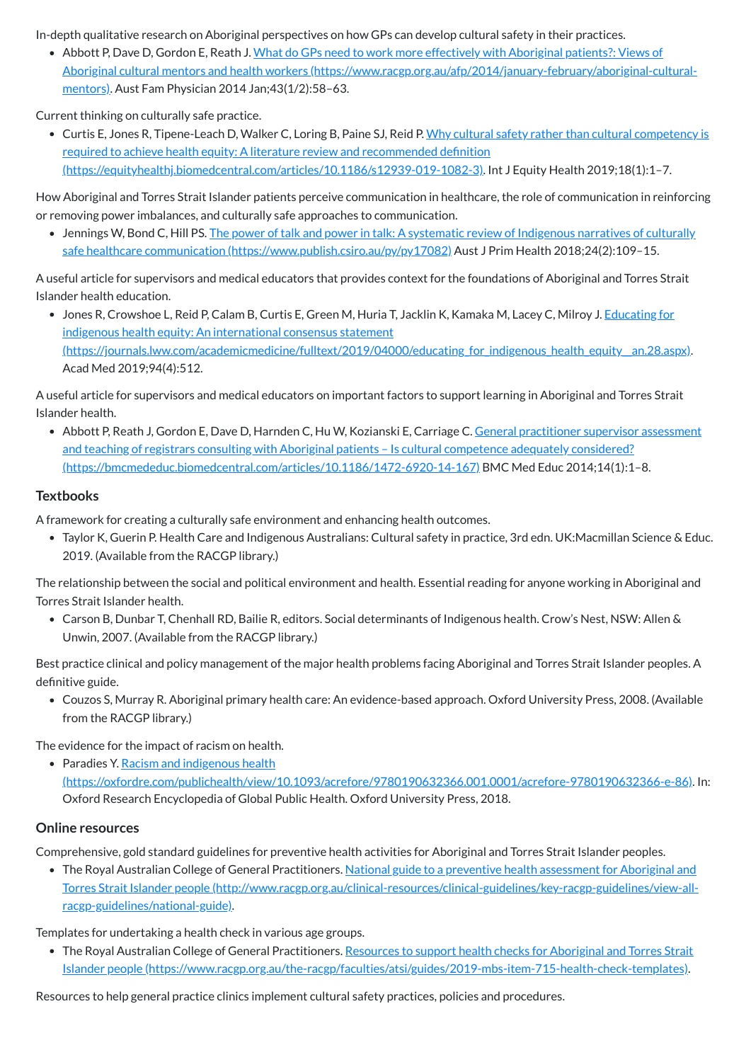In-depth qualitative research on Aboriginal perspectives on how GPs can develop cultural safety in their practices.

- Abbott P, Dave D, Gordon E, Reath J. [What do GPs need to work more effectively with Aboriginal patients?: Views of Aboriginal cultural mentors and health workers (https://www.racgp.org.au/afp/2014/january-february/aboriginal-cultural-mentors)](https://www.racgp.org.au/afp/2014/january-february/aboriginal-cultural-mentors). Aust Fam Physician 2014 Jan;43(1/2):58–63.

Current thinking on culturally safe practice.

- Curtis E, Jones R, Tipene-Leach D, Walker C, Loring B, Paine SJ, Reid P. [Why cultural safety rather than cultural competency is required to achieve health equity: A literature review and recommended definition (https://equityhealthj.biomedcentral.com/articles/10.1186/s12939-019-1082-3)](https://equityhealthj.biomedcentral.com/articles/10.1186/s12939-019-1082-3). Int J Equity Health 2019;18(1):1–7.

How Aboriginal and Torres Strait Islander patients perceive communication in healthcare, the role of communication in reinforcing or removing power imbalances, and culturally safe approaches to communication.

- Jennings W, Bond C, Hill PS. [The power of talk and power in talk: A systematic review of Indigenous narratives of culturally safe healthcare communication (https://www.publish.csiro.au/py/py17082)](https://www.publish.csiro.au/py/py17082) Aust J Prim Health 2018;24(2):109–15.

A useful article for supervisors and medical educators that provides context for the foundations of Aboriginal and Torres Strait Islander health education.

- Jones R, Crowshoe L, Reid P, Calam B, Curtis E, Green M, Huria T, Jacklin K, Kamaka M, Lacey C, Milroy J. [Educating for indigenous health equity: An international consensus statement (https://journals.lww.com/academicmedicine/fulltext/2019/04000/educating_for_indigenous_health_equity__an.28.aspx)](https://journals.lww.com/academicmedicine/fulltext/2019/04000/educating_for_indigenous_health_equity__an.28.aspx). Acad Med 2019;94(4):512.

A useful article for supervisors and medical educators on important factors to support learning in Aboriginal and Torres Strait Islander health.

- Abbott P, Reath J, Gordon E, Dave D, Harnden C, Hu W, Kozianski E, Carriage C. [General practitioner supervisor assessment and teaching of registrars consulting with Aboriginal patients – Is cultural competence adequately considered? (https://bmcmededuc.biomedcentral.com/articles/10.1186/1472-6920-14-167)](https://bmcmededuc.biomedcentral.com/articles/10.1186/1472-6920-14-167) BMC Med Educ 2014;14(1):1–8.

### Textbooks

A framework for creating a culturally safe environment and enhancing health outcomes.

- Taylor K, Guerin P. Health Care and Indigenous Australians: Cultural safety in practice, 3rd edn. UK:Macmillan Science & Educ. 2019. (Available from the RACGP library.)

The relationship between the social and political environment and health. Essential reading for anyone working in Aboriginal and Torres Strait Islander health.

- Carson B, Dunbar T, Chenhall RD, Bailie R, editors. Social determinants of Indigenous health. Crow's Nest, NSW: Allen & Unwin, 2007. (Available from the RACGP library.)

Best practice clinical and policy management of the major health problems facing Aboriginal and Torres Strait Islander peoples. A definitive guide.

- Couzos S, Murray R. Aboriginal primary health care: An evidence-based approach. Oxford University Press, 2008. (Available from the RACGP library.)

The evidence for the impact of racism on health.

- Paradies Y. [Racism and indigenous health (https://oxfordre.com/publichealth/view/10.1093/acrefore/9780190632366.001.0001/acrefore-9780190632366-e-86)](https://oxfordre.com/publichealth/view/10.1093/acrefore/9780190632366.001.0001/acrefore-9780190632366-e-86). In: Oxford Research Encyclopedia of Global Public Health. Oxford University Press, 2018.

### Online resources

Comprehensive, gold standard guidelines for preventive health activities for Aboriginal and Torres Strait Islander peoples.

- The Royal Australian College of General Practitioners. [National guide to a preventive health assessment for Aboriginal and Torres Strait Islander people (http://www.racgp.org.au/clinical-resources/clinical-guidelines/key-racgp-guidelines/view-all-racgp-guidelines/national-guide)](http://www.racgp.org.au/clinical-resources/clinical-guidelines/key-racgp-guidelines/view-all-racgp-guidelines/national-guide).

Templates for undertaking a health check in various age groups.

- The Royal Australian College of General Practitioners. [Resources to support health checks for Aboriginal and Torres Strait Islander people (https://www.racgp.org.au/the-racgp/faculties/atsi/guides/2019-mbs-item-715-health-check-templates)](https://www.racgp.org.au/the-racgp/faculties/atsi/guides/2019-mbs-item-715-health-check-templates).

Resources to help general practice clinics implement cultural safety practices, policies and procedures.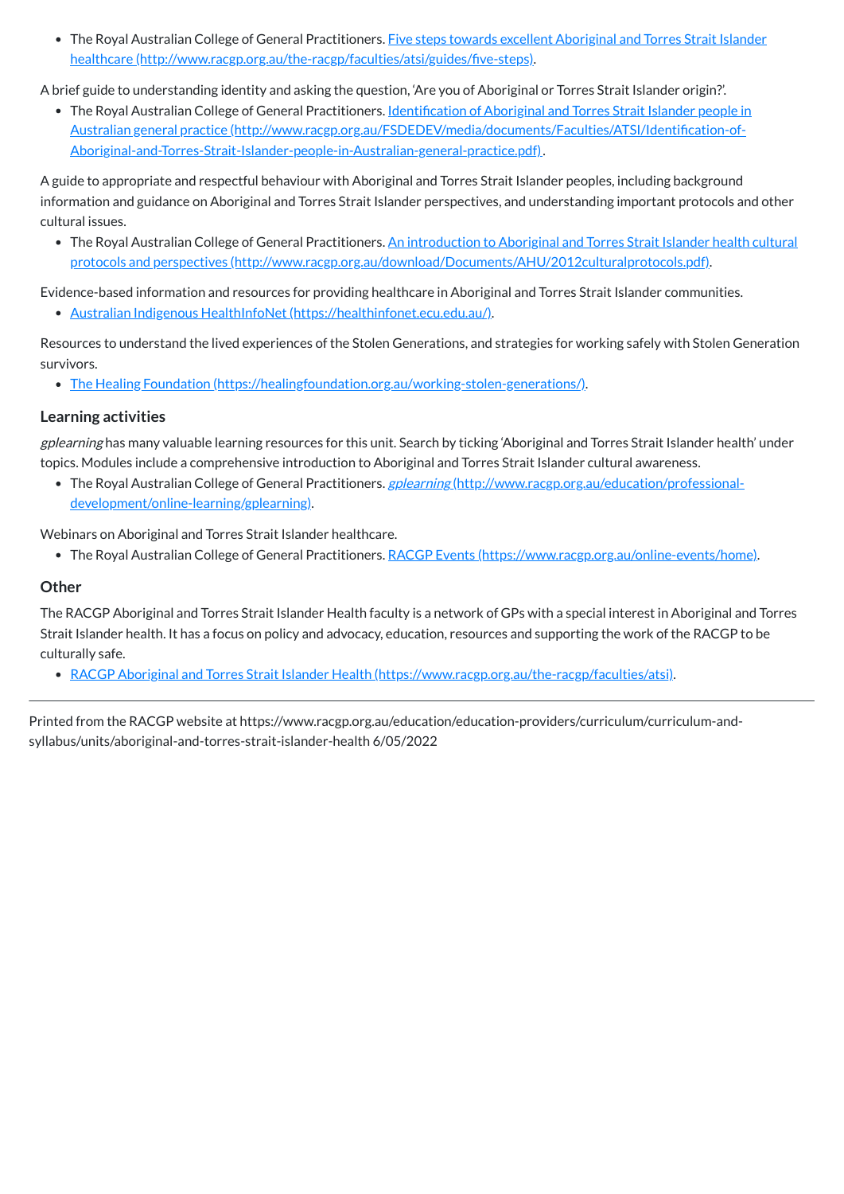- The Royal Australian College of General Practitioners. [Five steps towards excellent Aboriginal and Torres Strait Islander healthcare (http://www.racgp.org.au/the-racgp/faculties/atsi/guides/five-steps)](http://www.racgp.org.au/the-racgp/faculties/atsi/guides/five-steps).

A brief guide to understanding identity and asking the question, 'Are you of Aboriginal or Torres Strait Islander origin?'.

- The Royal Australian College of General Practitioners. [Identification of Aboriginal and Torres Strait Islander people in Australian general practice (http://www.racgp.org.au/FSDEDEV/media/documents/Faculties/ATSI/Identification-of-Aboriginal-and-Torres-Strait-Islander-people-in-Australian-general-practice.pdf)](http://www.racgp.org.au/FSDEDEV/media/documents/Faculties/ATSI/Identification-of-Aboriginal-and-Torres-Strait-Islander-people-in-Australian-general-practice.pdf) .

A guide to appropriate and respectful behaviour with Aboriginal and Torres Strait Islander peoples, including background information and guidance on Aboriginal and Torres Strait Islander perspectives, and understanding important protocols and other cultural issues.

- The Royal Australian College of General Practitioners. [An introduction to Aboriginal and Torres Strait Islander health cultural protocols and perspectives (http://www.racgp.org.au/download/Documents/AHU/2012culturalprotocols.pdf)](http://www.racgp.org.au/download/Documents/AHU/2012culturalprotocols.pdf).

Evidence-based information and resources for providing healthcare in Aboriginal and Torres Strait Islander communities.

- [Australian Indigenous HealthInfoNet (https://healthinfonet.ecu.edu.au/)](https://healthinfonet.ecu.edu.au/).

Resources to understand the lived experiences of the Stolen Generations, and strategies for working safely with Stolen Generation survivors.

- [The Healing Foundation (https://healingfoundation.org.au/working-stolen-generations/)](https://healingfoundation.org.au/working-stolen-generations/).

### Learning activities

*gplearning* has many valuable learning resources for this unit. Search by ticking 'Aboriginal and Torres Strait Islander health' under topics. Modules include a comprehensive introduction to Aboriginal and Torres Strait Islander cultural awareness.

- The Royal Australian College of General Practitioners. [*gplearning* (http://www.racgp.org.au/education/professional-development/online-learning/gplearning)](http://www.racgp.org.au/education/professional-development/online-learning/gplearning).

Webinars on Aboriginal and Torres Strait Islander healthcare.

- The Royal Australian College of General Practitioners. [RACGP Events (https://www.racgp.org.au/online-events/home)](https://www.racgp.org.au/online-events/home).

### Other

The RACGP Aboriginal and Torres Strait Islander Health faculty is a network of GPs with a special interest in Aboriginal and Torres Strait Islander health. It has a focus on policy and advocacy, education, resources and supporting the work of the RACGP to be culturally safe.

- [RACGP Aboriginal and Torres Strait Islander Health (https://www.racgp.org.au/the-racgp/faculties/atsi)](https://www.racgp.org.au/the-racgp/faculties/atsi).

---

Printed from the RACGP website at https://www.racgp.org.au/education/education-providers/curriculum/curriculum-and-syllabus/units/aboriginal-and-torres-strait-islander-health 6/05/2022